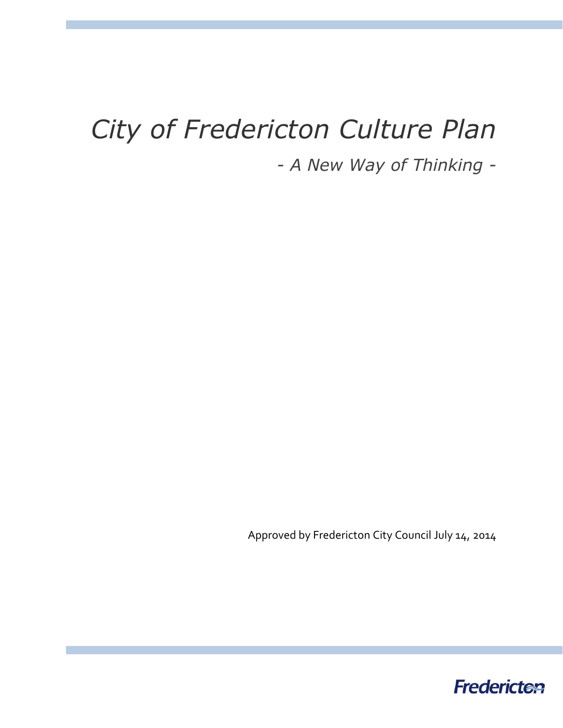# *City of Fredericton Culture Plan*

*- A New Way of Thinking -*

Approved by Fredericton City Council July 14, 2014

Fredericton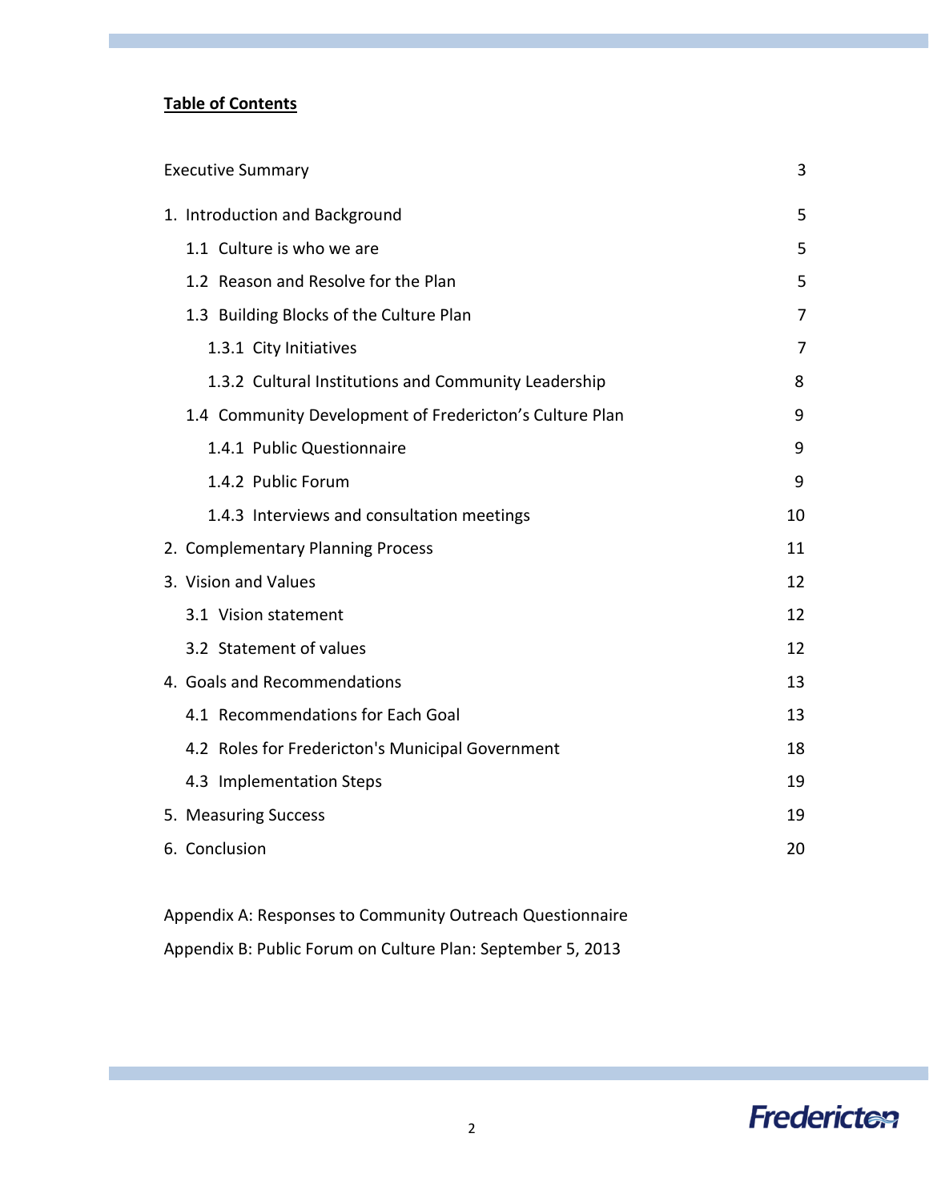# Table of Contents

| | |
|---|---|
| Executive Summary | 3 |
| 1. Introduction and Background | 5 |
| 1.1 Culture is who we are | 5 |
| 1.2 Reason and Resolve for the Plan | 5 |
| 1.3 Building Blocks of the Culture Plan | 7 |
| 1.3.1 City Initiatives | 7 |
| 1.3.2 Cultural Institutions and Community Leadership | 8 |
| 1.4 Community Development of Fredericton's Culture Plan | 9 |
| 1.4.1 Public Questionnaire | 9 |
| 1.4.2 Public Forum | 9 |
| 1.4.3 Interviews and consultation meetings | 10 |
| 2. Complementary Planning Process | 11 |
| 3. Vision and Values | 12 |
| 3.1 Vision statement | 12 |
| 3.2 Statement of values | 12 |
| 4. Goals and Recommendations | 13 |
| 4.1 Recommendations for Each Goal | 13 |
| 4.2 Roles for Fredericton's Municipal Government | 18 |
| 4.3 Implementation Steps | 19 |
| 5. Measuring Success | 19 |
| 6. Conclusion | 20 |

Appendix A: Responses to Community Outreach Questionnaire

Appendix B: Public Forum on Culture Plan: September 5, 2013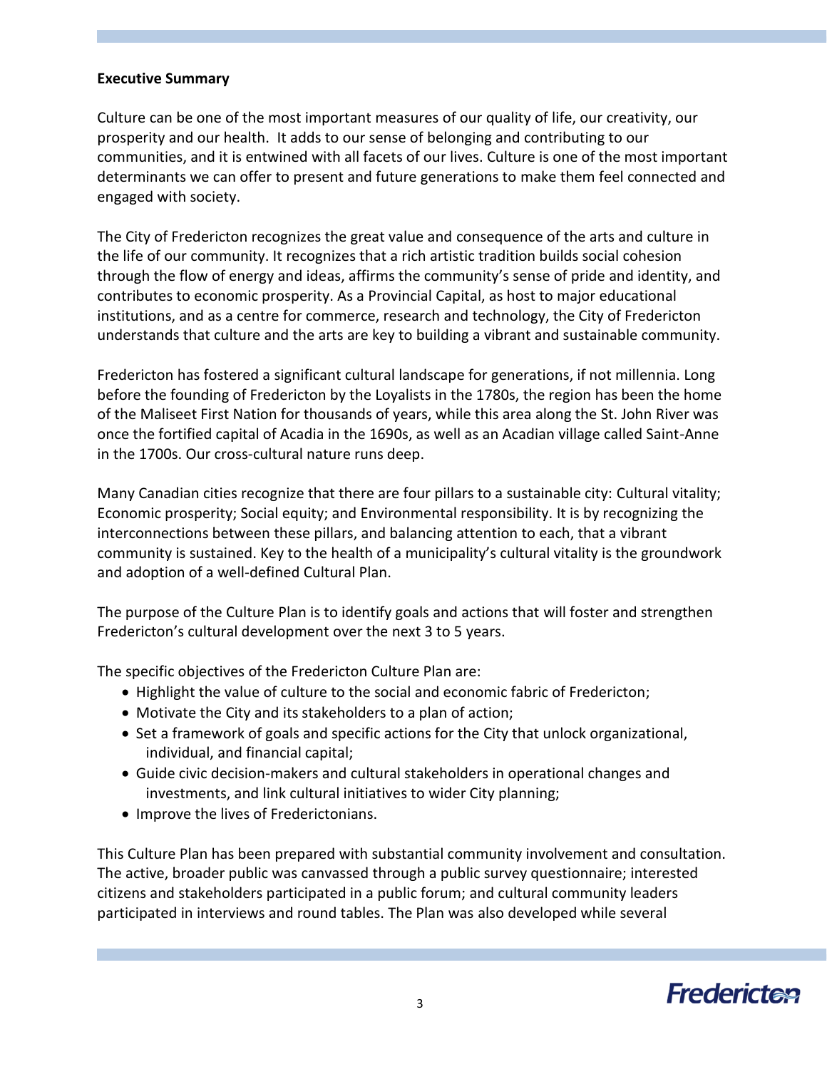## Executive Summary

Culture can be one of the most important measures of our quality of life, our creativity, our prosperity and our health. It adds to our sense of belonging and contributing to our communities, and it is entwined with all facets of our lives. Culture is one of the most important determinants we can offer to present and future generations to make them feel connected and engaged with society.

The City of Fredericton recognizes the great value and consequence of the arts and culture in the life of our community. It recognizes that a rich artistic tradition builds social cohesion through the flow of energy and ideas, affirms the community's sense of pride and identity, and contributes to economic prosperity. As a Provincial Capital, as host to major educational institutions, and as a centre for commerce, research and technology, the City of Fredericton understands that culture and the arts are key to building a vibrant and sustainable community.

Fredericton has fostered a significant cultural landscape for generations, if not millennia. Long before the founding of Fredericton by the Loyalists in the 1780s, the region has been the home of the Maliseet First Nation for thousands of years, while this area along the St. John River was once the fortified capital of Acadia in the 1690s, as well as an Acadian village called Saint-Anne in the 1700s. Our cross-cultural nature runs deep.

Many Canadian cities recognize that there are four pillars to a sustainable city: Cultural vitality; Economic prosperity; Social equity; and Environmental responsibility. It is by recognizing the interconnections between these pillars, and balancing attention to each, that a vibrant community is sustained. Key to the health of a municipality's cultural vitality is the groundwork and adoption of a well-defined Cultural Plan.

The purpose of the Culture Plan is to identify goals and actions that will foster and strengthen Fredericton's cultural development over the next 3 to 5 years.

The specific objectives of the Fredericton Culture Plan are:

- Highlight the value of culture to the social and economic fabric of Fredericton;
- Motivate the City and its stakeholders to a plan of action;
- Set a framework of goals and specific actions for the City that unlock organizational, individual, and financial capital;
- Guide civic decision-makers and cultural stakeholders in operational changes and investments, and link cultural initiatives to wider City planning;
- Improve the lives of Frederictonians.

This Culture Plan has been prepared with substantial community involvement and consultation. The active, broader public was canvassed through a public survey questionnaire; interested citizens and stakeholders participated in a public forum; and cultural community leaders participated in interviews and round tables. The Plan was also developed while several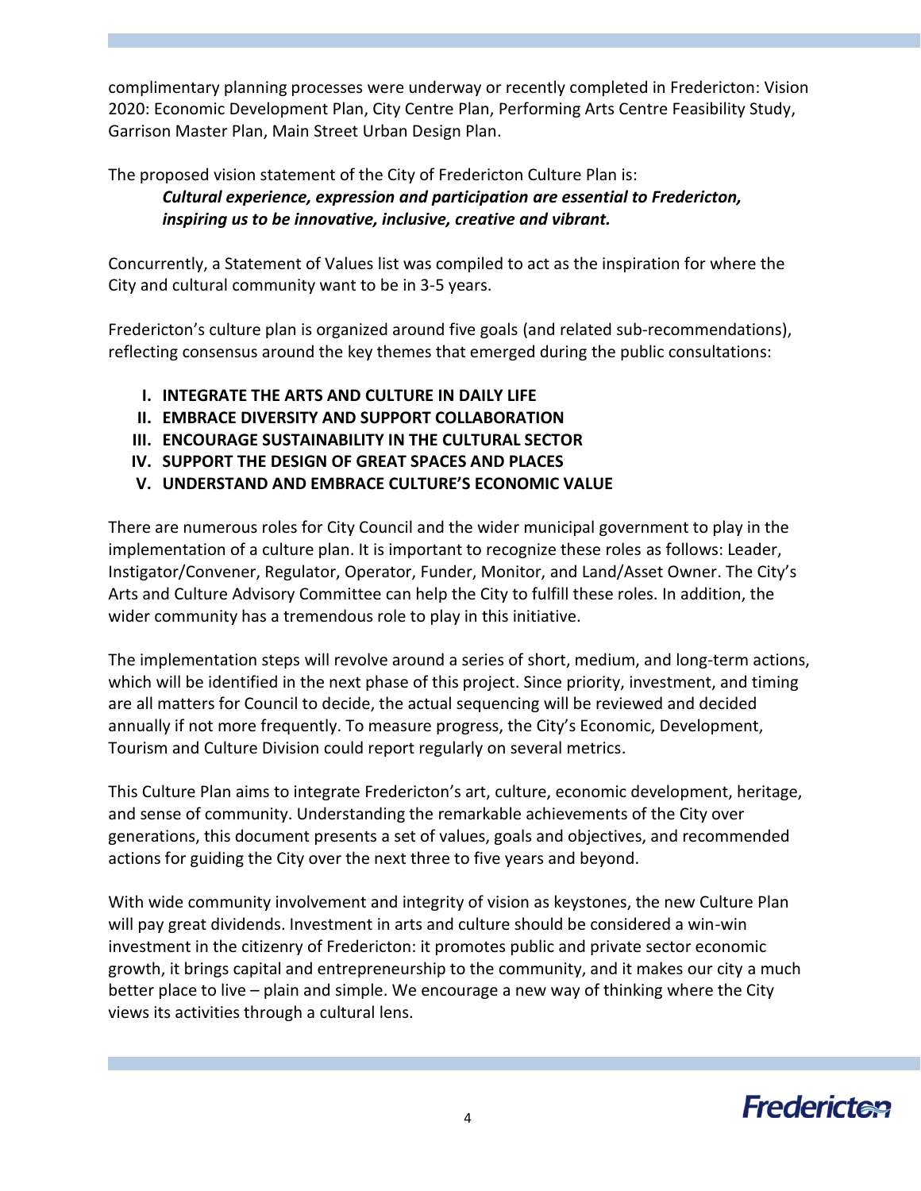complimentary planning processes were underway or recently completed in Fredericton: Vision 2020: Economic Development Plan, City Centre Plan, Performing Arts Centre Feasibility Study, Garrison Master Plan, Main Street Urban Design Plan.

The proposed vision statement of the City of Fredericton Culture Plan is:

> ***Cultural experience, expression and participation are essential to Fredericton, inspiring us to be innovative, inclusive, creative and vibrant.***

Concurrently, a Statement of Values list was compiled to act as the inspiration for where the City and cultural community want to be in 3-5 years.

Fredericton's culture plan is organized around five goals (and related sub-recommendations), reflecting consensus around the key themes that emerged during the public consultations:

I. **INTEGRATE THE ARTS AND CULTURE IN DAILY LIFE**
II. **EMBRACE DIVERSITY AND SUPPORT COLLABORATION**
III. **ENCOURAGE SUSTAINABILITY IN THE CULTURAL SECTOR**
IV. **SUPPORT THE DESIGN OF GREAT SPACES AND PLACES**
V. **UNDERSTAND AND EMBRACE CULTURE'S ECONOMIC VALUE**

There are numerous roles for City Council and the wider municipal government to play in the implementation of a culture plan. It is important to recognize these roles as follows: Leader, Instigator/Convener, Regulator, Operator, Funder, Monitor, and Land/Asset Owner. The City's Arts and Culture Advisory Committee can help the City to fulfill these roles. In addition, the wider community has a tremendous role to play in this initiative.

The implementation steps will revolve around a series of short, medium, and long-term actions, which will be identified in the next phase of this project. Since priority, investment, and timing are all matters for Council to decide, the actual sequencing will be reviewed and decided annually if not more frequently. To measure progress, the City's Economic, Development, Tourism and Culture Division could report regularly on several metrics.

This Culture Plan aims to integrate Fredericton's art, culture, economic development, heritage, and sense of community. Understanding the remarkable achievements of the City over generations, this document presents a set of values, goals and objectives, and recommended actions for guiding the City over the next three to five years and beyond.

With wide community involvement and integrity of vision as keystones, the new Culture Plan will pay great dividends. Investment in arts and culture should be considered a win-win investment in the citizenry of Fredericton: it promotes public and private sector economic growth, it brings capital and entrepreneurship to the community, and it makes our city a much better place to live – plain and simple. We encourage a new way of thinking where the City views its activities through a cultural lens.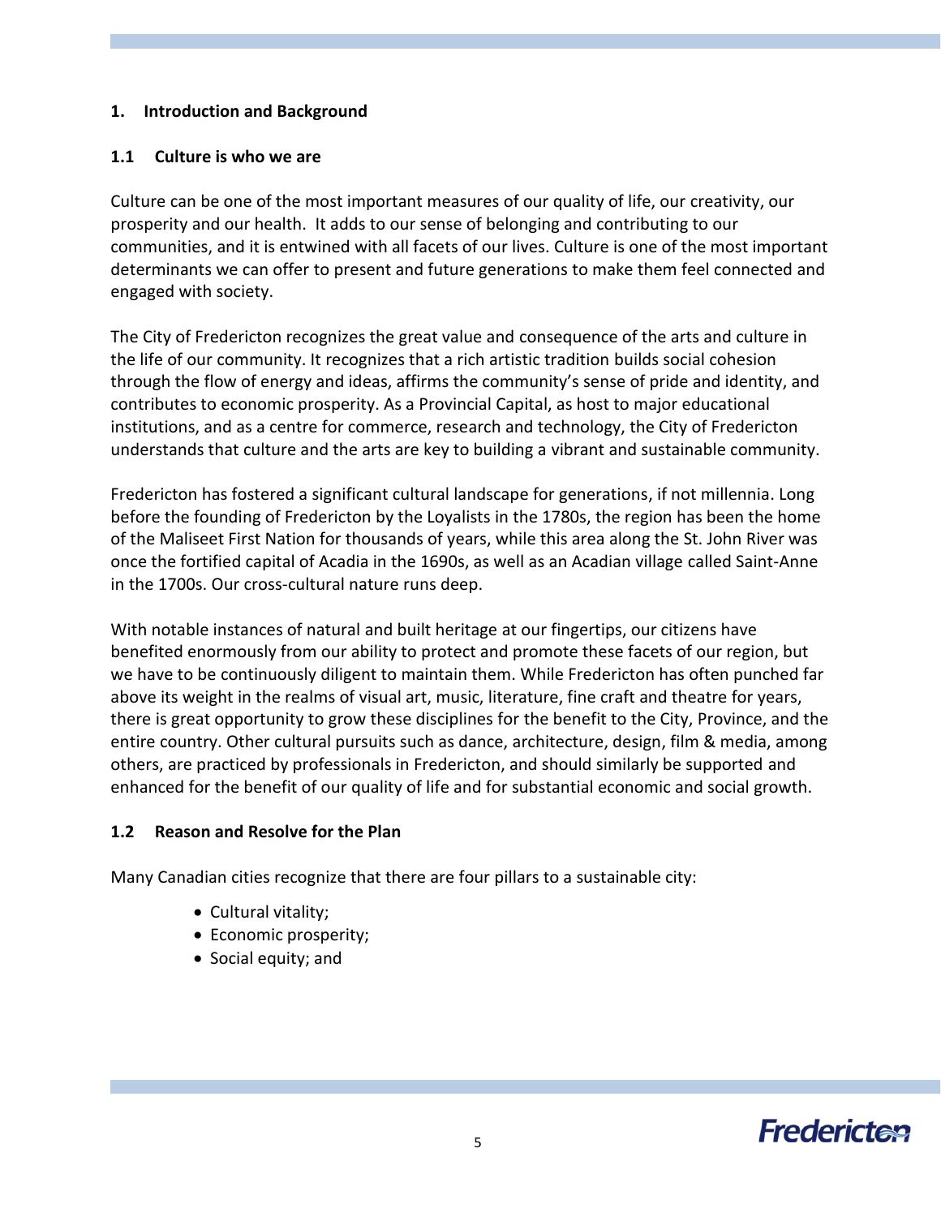## 1. Introduction and Background

### 1.1 Culture is who we are

Culture can be one of the most important measures of our quality of life, our creativity, our prosperity and our health. It adds to our sense of belonging and contributing to our communities, and it is entwined with all facets of our lives. Culture is one of the most important determinants we can offer to present and future generations to make them feel connected and engaged with society.

The City of Fredericton recognizes the great value and consequence of the arts and culture in the life of our community. It recognizes that a rich artistic tradition builds social cohesion through the flow of energy and ideas, affirms the community's sense of pride and identity, and contributes to economic prosperity. As a Provincial Capital, as host to major educational institutions, and as a centre for commerce, research and technology, the City of Fredericton understands that culture and the arts are key to building a vibrant and sustainable community.

Fredericton has fostered a significant cultural landscape for generations, if not millennia. Long before the founding of Fredericton by the Loyalists in the 1780s, the region has been the home of the Maliseet First Nation for thousands of years, while this area along the St. John River was once the fortified capital of Acadia in the 1690s, as well as an Acadian village called Saint-Anne in the 1700s. Our cross-cultural nature runs deep.

With notable instances of natural and built heritage at our fingertips, our citizens have benefited enormously from our ability to protect and promote these facets of our region, but we have to be continuously diligent to maintain them. While Fredericton has often punched far above its weight in the realms of visual art, music, literature, fine craft and theatre for years, there is great opportunity to grow these disciplines for the benefit to the City, Province, and the entire country. Other cultural pursuits such as dance, architecture, design, film & media, among others, are practiced by professionals in Fredericton, and should similarly be supported and enhanced for the benefit of our quality of life and for substantial economic and social growth.

### 1.2 Reason and Resolve for the Plan

Many Canadian cities recognize that there are four pillars to a sustainable city:

- Cultural vitality;
- Economic prosperity;
- Social equity; and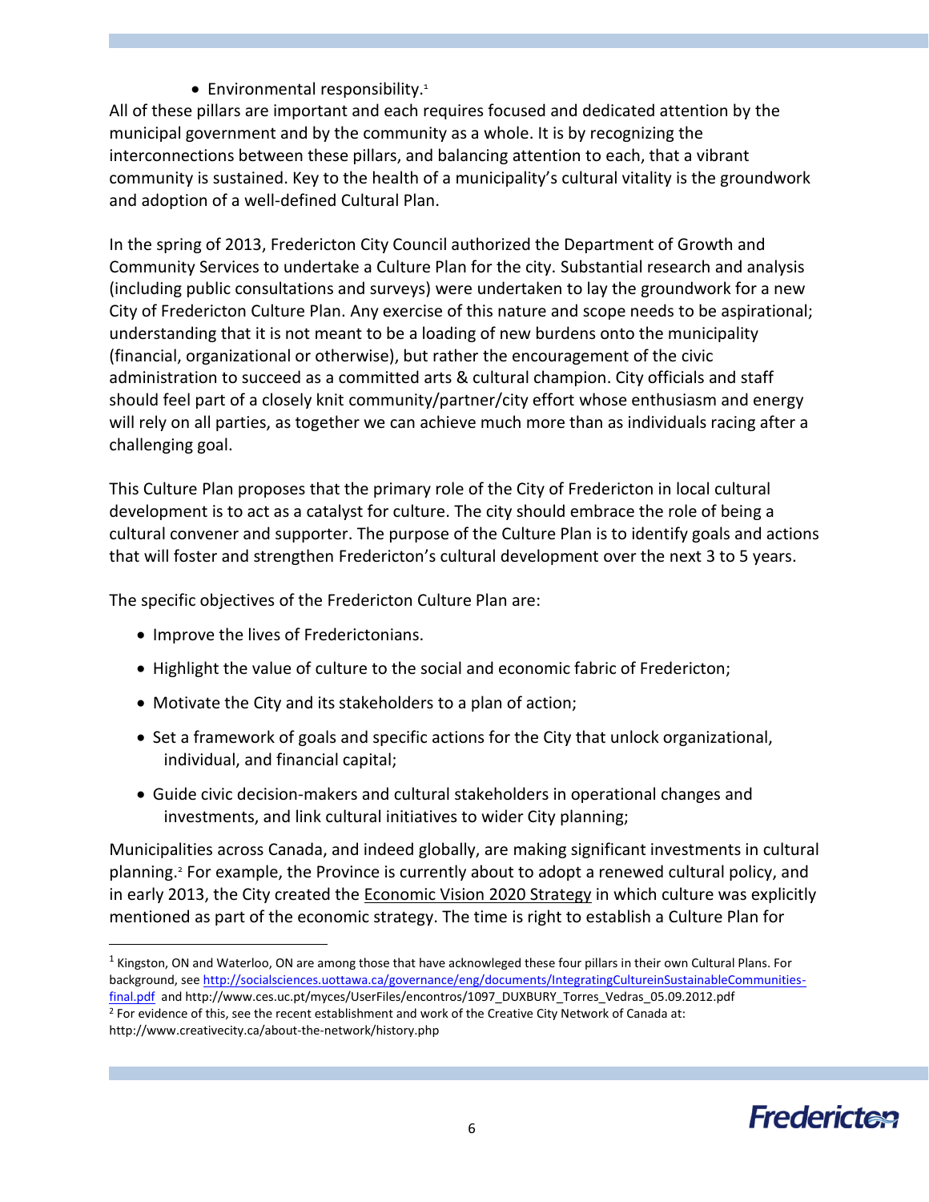- Environmental responsibility.[1]

All of these pillars are important and each requires focused and dedicated attention by the municipal government and by the community as a whole. It is by recognizing the interconnections between these pillars, and balancing attention to each, that a vibrant community is sustained. Key to the health of a municipality's cultural vitality is the groundwork and adoption of a well-defined Cultural Plan.

In the spring of 2013, Fredericton City Council authorized the Department of Growth and Community Services to undertake a Culture Plan for the city. Substantial research and analysis (including public consultations and surveys) were undertaken to lay the groundwork for a new City of Fredericton Culture Plan. Any exercise of this nature and scope needs to be aspirational; understanding that it is not meant to be a loading of new burdens onto the municipality (financial, organizational or otherwise), but rather the encouragement of the civic administration to succeed as a committed arts & cultural champion. City officials and staff should feel part of a closely knit community/partner/city effort whose enthusiasm and energy will rely on all parties, as together we can achieve much more than as individuals racing after a challenging goal.

This Culture Plan proposes that the primary role of the City of Fredericton in local cultural development is to act as a catalyst for culture. The city should embrace the role of being a cultural convener and supporter. The purpose of the Culture Plan is to identify goals and actions that will foster and strengthen Fredericton's cultural development over the next 3 to 5 years.

The specific objectives of the Fredericton Culture Plan are:

- Improve the lives of Frederictonians.
- Highlight the value of culture to the social and economic fabric of Fredericton;
- Motivate the City and its stakeholders to a plan of action;
- Set a framework of goals and specific actions for the City that unlock organizational, individual, and financial capital;
- Guide civic decision-makers and cultural stakeholders in operational changes and investments, and link cultural initiatives to wider City planning;

Municipalities across Canada, and indeed globally, are making significant investments in cultural planning.[2] For example, the Province is currently about to adopt a renewed cultural policy, and in early 2013, the City created the Economic Vision 2020 Strategy in which culture was explicitly mentioned as part of the economic strategy. The time is right to establish a Culture Plan for

---

[1] Kingston, ON and Waterloo, ON are among those that have acknowleged these four pillars in their own Cultural Plans. For background, see http://socialsciences.uottawa.ca/governance/eng/documents/IntegratingCultureinSustainableCommunities-final.pdf and http://www.ces.uc.pt/myces/UserFiles/encontros/1097_DUXBURY_Torres_Vedras_05.09.2012.pdf

[2] For evidence of this, see the recent establishment and work of the Creative City Network of Canada at: http://www.creativecity.ca/about-the-network/history.php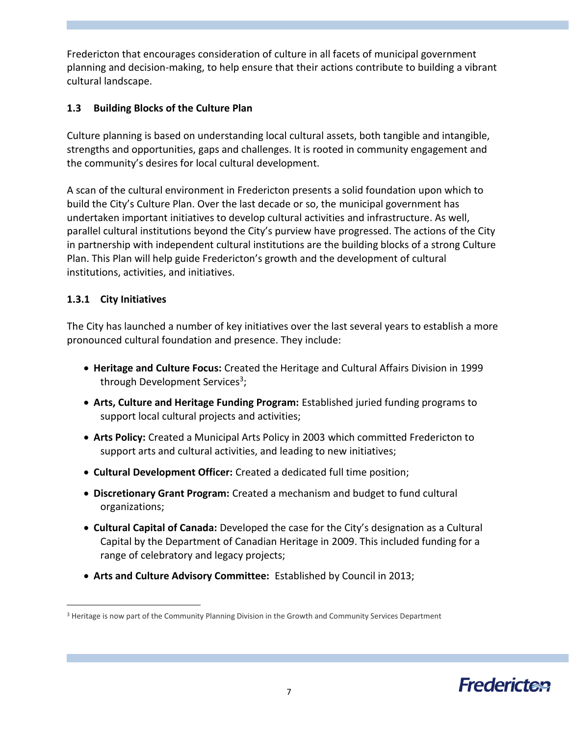Fredericton that encourages consideration of culture in all facets of municipal government planning and decision-making, to help ensure that their actions contribute to building a vibrant cultural landscape.

### 1.3 Building Blocks of the Culture Plan

Culture planning is based on understanding local cultural assets, both tangible and intangible, strengths and opportunities, gaps and challenges. It is rooted in community engagement and the community's desires for local cultural development.

A scan of the cultural environment in Fredericton presents a solid foundation upon which to build the City's Culture Plan. Over the last decade or so, the municipal government has undertaken important initiatives to develop cultural activities and infrastructure. As well, parallel cultural institutions beyond the City's purview have progressed. The actions of the City in partnership with independent cultural institutions are the building blocks of a strong Culture Plan. This Plan will help guide Fredericton's growth and the development of cultural institutions, activities, and initiatives.

#### 1.3.1 City Initiatives

The City has launched a number of key initiatives over the last several years to establish a more pronounced cultural foundation and presence. They include:

- **Heritage and Culture Focus:** Created the Heritage and Cultural Affairs Division in 1999 through Development Services[3];
- **Arts, Culture and Heritage Funding Program:** Established juried funding programs to support local cultural projects and activities;
- **Arts Policy:** Created a Municipal Arts Policy in 2003 which committed Fredericton to support arts and cultural activities, and leading to new initiatives;
- **Cultural Development Officer:** Created a dedicated full time position;
- **Discretionary Grant Program:** Created a mechanism and budget to fund cultural organizations;
- **Cultural Capital of Canada:** Developed the case for the City's designation as a Cultural Capital by the Department of Canadian Heritage in 2009. This included funding for a range of celebratory and legacy projects;
- **Arts and Culture Advisory Committee:** Established by Council in 2013;

[3] Heritage is now part of the Community Planning Division in the Growth and Community Services Department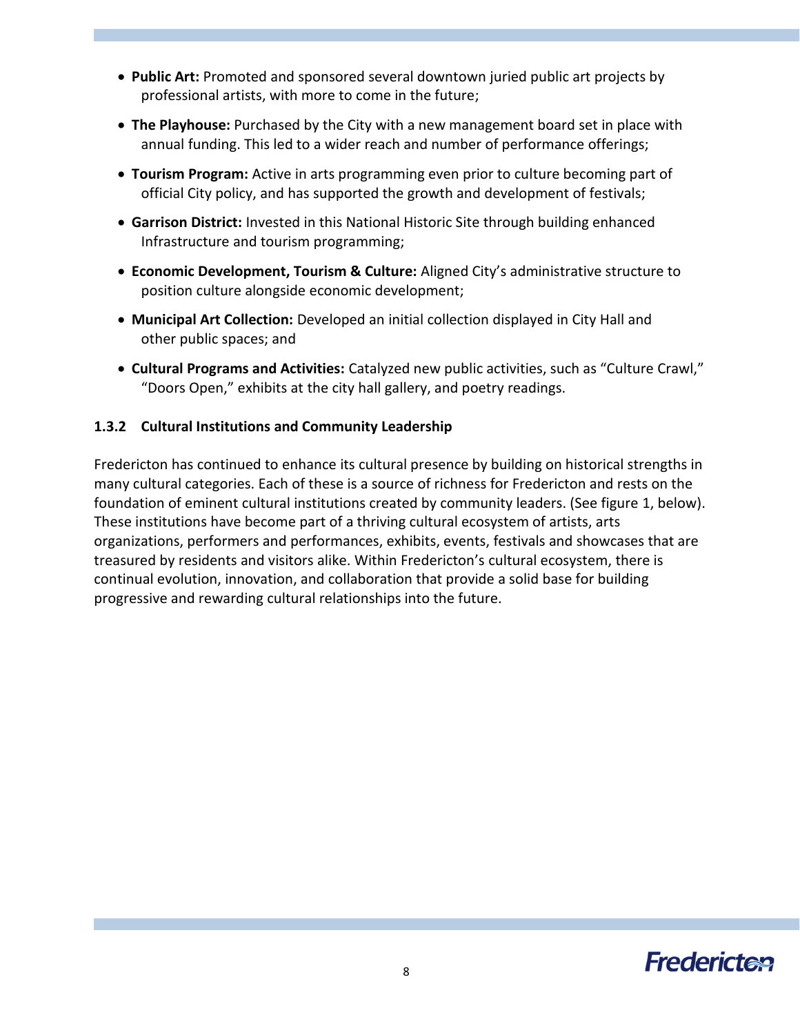- **Public Art:** Promoted and sponsored several downtown juried public art projects by professional artists, with more to come in the future;
- **The Playhouse:** Purchased by the City with a new management board set in place with annual funding. This led to a wider reach and number of performance offerings;
- **Tourism Program:** Active in arts programming even prior to culture becoming part of official City policy, and has supported the growth and development of festivals;
- **Garrison District:** Invested in this National Historic Site through building enhanced Infrastructure and tourism programming;
- **Economic Development, Tourism & Culture:** Aligned City's administrative structure to position culture alongside economic development;
- **Municipal Art Collection:** Developed an initial collection displayed in City Hall and other public spaces; and
- **Cultural Programs and Activities:** Catalyzed new public activities, such as "Culture Crawl," "Doors Open," exhibits at the city hall gallery, and poetry readings.

### 1.3.2 Cultural Institutions and Community Leadership

Fredericton has continued to enhance its cultural presence by building on historical strengths in many cultural categories. Each of these is a source of richness for Fredericton and rests on the foundation of eminent cultural institutions created by community leaders. (See figure 1, below). These institutions have become part of a thriving cultural ecosystem of artists, arts organizations, performers and performances, exhibits, events, festivals and showcases that are treasured by residents and visitors alike. Within Fredericton's cultural ecosystem, there is continual evolution, innovation, and collaboration that provide a solid base for building progressive and rewarding cultural relationships into the future.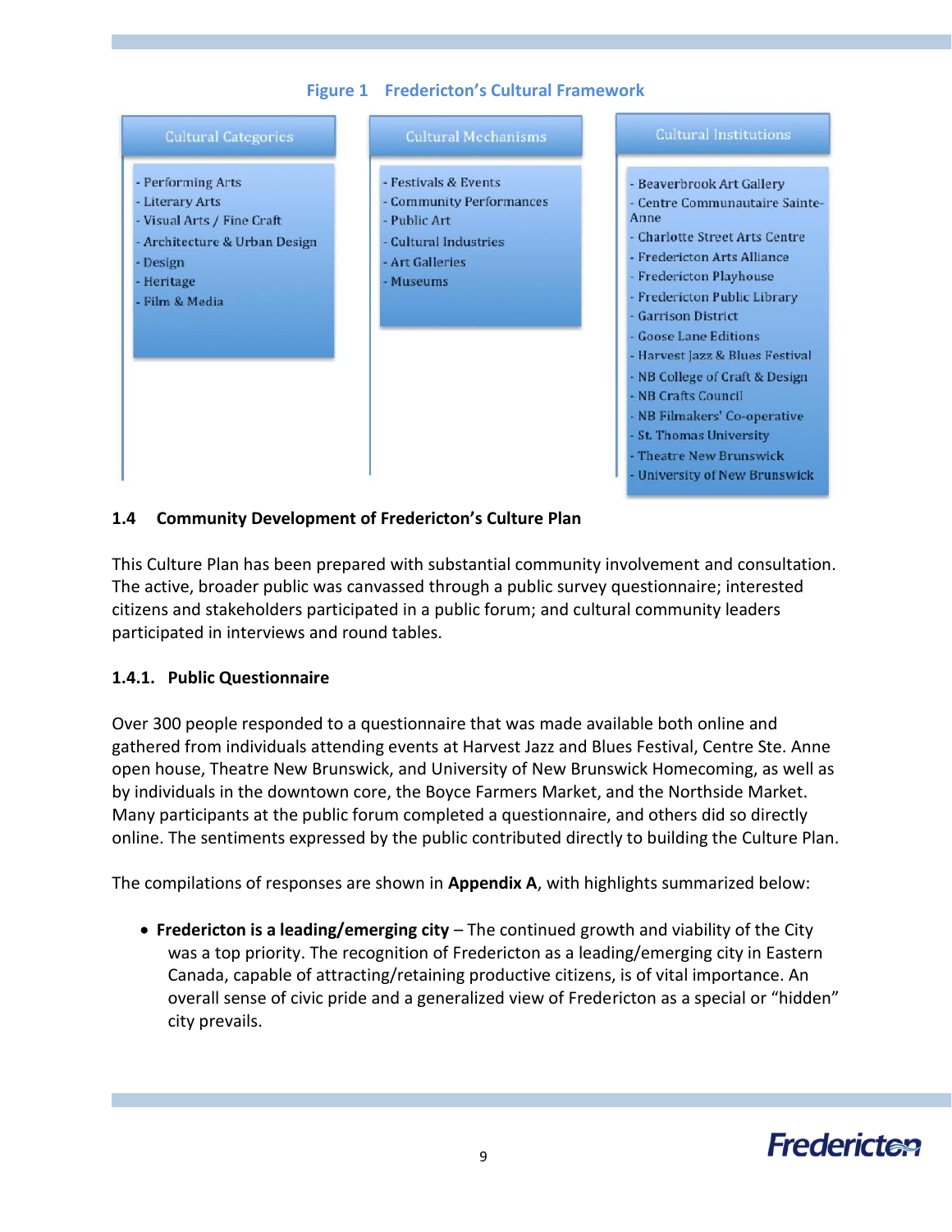**Figure 1 Fredericton's Cultural Framework**

| Cultural Categories | Cultural Mechanisms | Cultural Institutions |
| --- | --- | --- |
| - Performing Arts<br>- Literary Arts<br>- Visual Arts / Fine Craft<br>- Architecture & Urban Design<br>- Design<br>- Heritage<br>- Film & Media | - Festivals & Events<br>- Community Performances<br>- Public Art<br>- Cultural Industries<br>- Art Galleries<br>- Museums | - Beaverbrook Art Gallery<br>- Centre Communautaire Sainte-Anne<br>- Charlotte Street Arts Centre<br>- Fredericton Arts Alliance<br>- Fredericton Playhouse<br>- Fredericton Public Library<br>- Garrison District<br>- Goose Lane Editions<br>- Harvest Jazz & Blues Festival<br>- NB College of Craft & Design<br>- NB Crafts Council<br>- NB Filmakers' Co-operative<br>- St. Thomas University<br>- Theatre New Brunswick<br>- University of New Brunswick |

## 1.4 Community Development of Fredericton's Culture Plan

This Culture Plan has been prepared with substantial community involvement and consultation. The active, broader public was canvassed through a public survey questionnaire; interested citizens and stakeholders participated in a public forum; and cultural community leaders participated in interviews and round tables.

### 1.4.1. Public Questionnaire

Over 300 people responded to a questionnaire that was made available both online and gathered from individuals attending events at Harvest Jazz and Blues Festival, Centre Ste. Anne open house, Theatre New Brunswick, and University of New Brunswick Homecoming, as well as by individuals in the downtown core, the Boyce Farmers Market, and the Northside Market. Many participants at the public forum completed a questionnaire, and others did so directly online. The sentiments expressed by the public contributed directly to building the Culture Plan.

The compilations of responses are shown in **Appendix A**, with highlights summarized below:

- **Fredericton is a leading/emerging city** – The continued growth and viability of the City was a top priority. The recognition of Fredericton as a leading/emerging city in Eastern Canada, capable of attracting/retaining productive citizens, is of vital importance. An overall sense of civic pride and a generalized view of Fredericton as a special or "hidden" city prevails.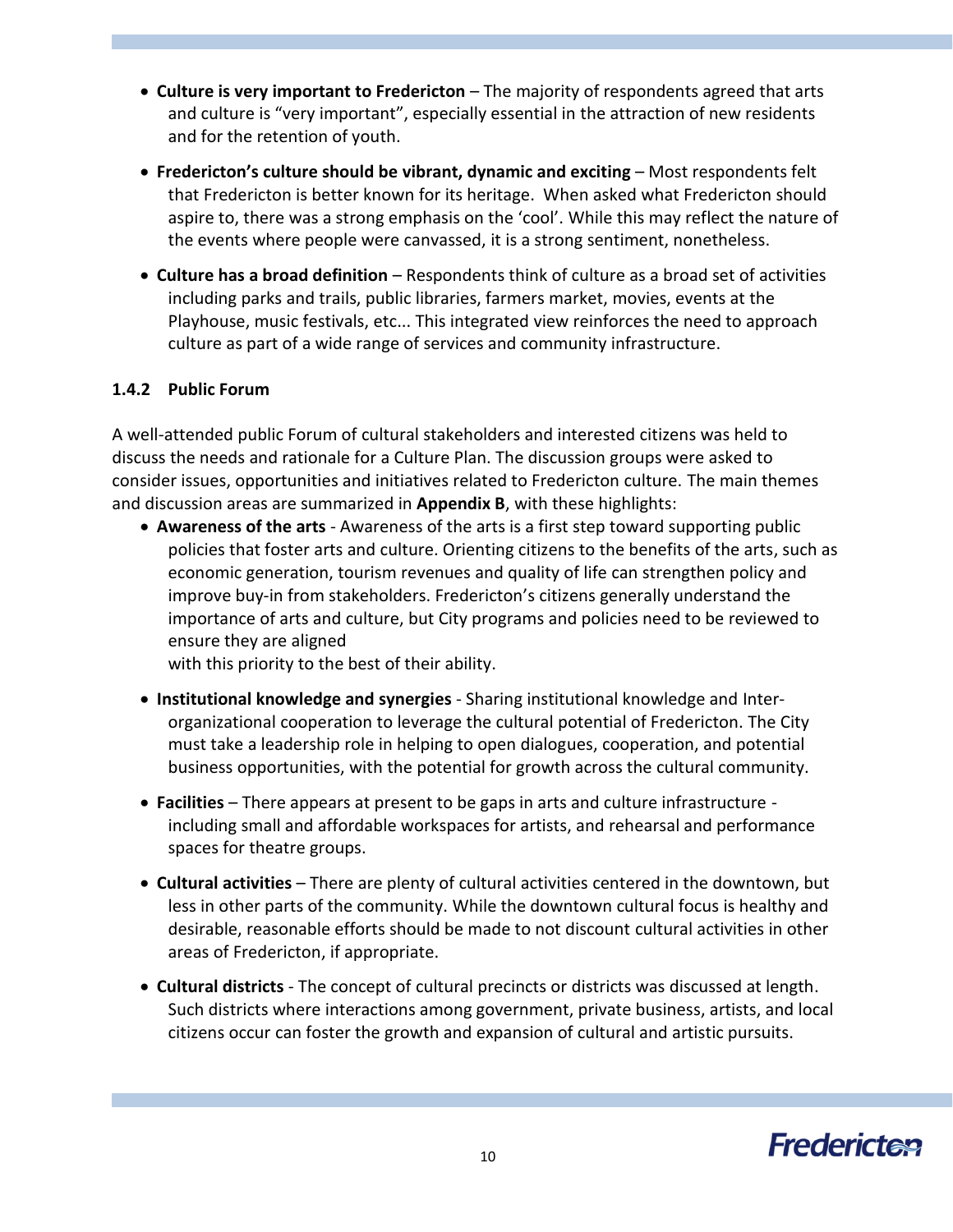- **Culture is very important to Fredericton** – The majority of respondents agreed that arts and culture is "very important", especially essential in the attraction of new residents and for the retention of youth.

- **Fredericton's culture should be vibrant, dynamic and exciting** – Most respondents felt that Fredericton is better known for its heritage. When asked what Fredericton should aspire to, there was a strong emphasis on the 'cool'. While this may reflect the nature of the events where people were canvassed, it is a strong sentiment, nonetheless.

- **Culture has a broad definition** – Respondents think of culture as a broad set of activities including parks and trails, public libraries, farmers market, movies, events at the Playhouse, music festivals, etc... This integrated view reinforces the need to approach culture as part of a wide range of services and community infrastructure.

### 1.4.2 Public Forum

A well-attended public Forum of cultural stakeholders and interested citizens was held to discuss the needs and rationale for a Culture Plan. The discussion groups were asked to consider issues, opportunities and initiatives related to Fredericton culture. The main themes and discussion areas are summarized in **Appendix B**, with these highlights:

- **Awareness of the arts** - Awareness of the arts is a first step toward supporting public policies that foster arts and culture. Orienting citizens to the benefits of the arts, such as economic generation, tourism revenues and quality of life can strengthen policy and improve buy-in from stakeholders. Fredericton's citizens generally understand the importance of arts and culture, but City programs and policies need to be reviewed to ensure they are aligned with this priority to the best of their ability.

- **Institutional knowledge and synergies** - Sharing institutional knowledge and Inter-organizational cooperation to leverage the cultural potential of Fredericton. The City must take a leadership role in helping to open dialogues, cooperation, and potential business opportunities, with the potential for growth across the cultural community.

- **Facilities** – There appears at present to be gaps in arts and culture infrastructure - including small and affordable workspaces for artists, and rehearsal and performance spaces for theatre groups.

- **Cultural activities** – There are plenty of cultural activities centered in the downtown, but less in other parts of the community. While the downtown cultural focus is healthy and desirable, reasonable efforts should be made to not discount cultural activities in other areas of Fredericton, if appropriate.

- **Cultural districts** - The concept of cultural precincts or districts was discussed at length. Such districts where interactions among government, private business, artists, and local citizens occur can foster the growth and expansion of cultural and artistic pursuits.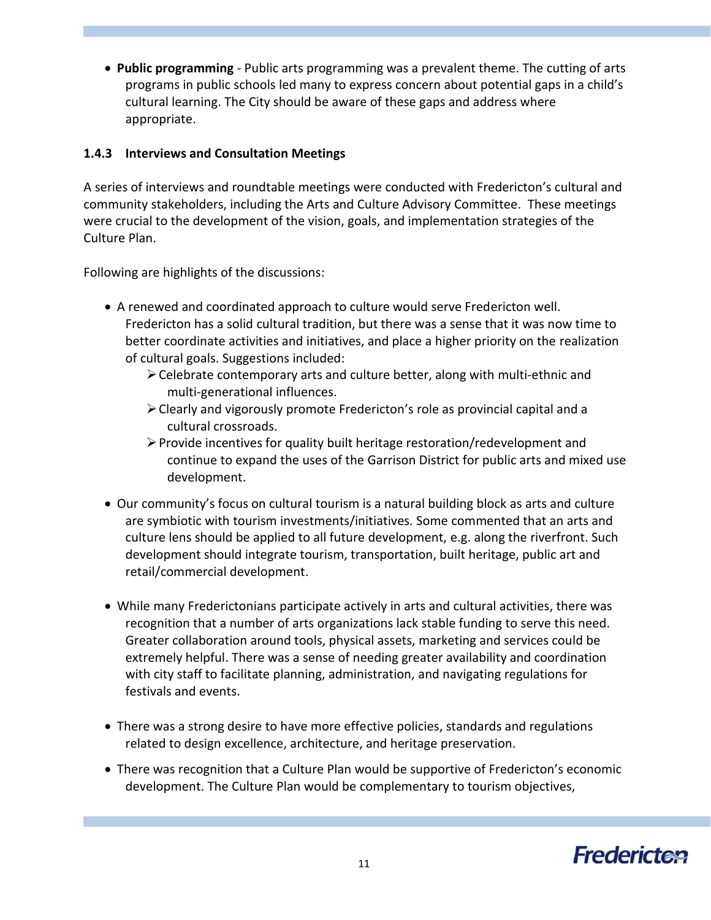- **Public programming** - Public arts programming was a prevalent theme. The cutting of arts programs in public schools led many to express concern about potential gaps in a child's cultural learning. The City should be aware of these gaps and address where appropriate.

### 1.4.3 Interviews and Consultation Meetings

A series of interviews and roundtable meetings were conducted with Fredericton's cultural and community stakeholders, including the Arts and Culture Advisory Committee. These meetings were crucial to the development of the vision, goals, and implementation strategies of the Culture Plan.

Following are highlights of the discussions:

- A renewed and coordinated approach to culture would serve Fredericton well. Fredericton has a solid cultural tradition, but there was a sense that it was now time to better coordinate activities and initiatives, and place a higher priority on the realization of cultural goals. Suggestions included:
  - Celebrate contemporary arts and culture better, along with multi-ethnic and multi-generational influences.
  - Clearly and vigorously promote Fredericton's role as provincial capital and a cultural crossroads.
  - Provide incentives for quality built heritage restoration/redevelopment and continue to expand the uses of the Garrison District for public arts and mixed use development.
- Our community's focus on cultural tourism is a natural building block as arts and culture are symbiotic with tourism investments/initiatives. Some commented that an arts and culture lens should be applied to all future development, e.g. along the riverfront. Such development should integrate tourism, transportation, built heritage, public art and retail/commercial development.
- While many Frederictonians participate actively in arts and cultural activities, there was recognition that a number of arts organizations lack stable funding to serve this need. Greater collaboration around tools, physical assets, marketing and services could be extremely helpful. There was a sense of needing greater availability and coordination with city staff to facilitate planning, administration, and navigating regulations for festivals and events.
- There was a strong desire to have more effective policies, standards and regulations related to design excellence, architecture, and heritage preservation.
- There was recognition that a Culture Plan would be supportive of Fredericton's economic development. The Culture Plan would be complementary to tourism objectives,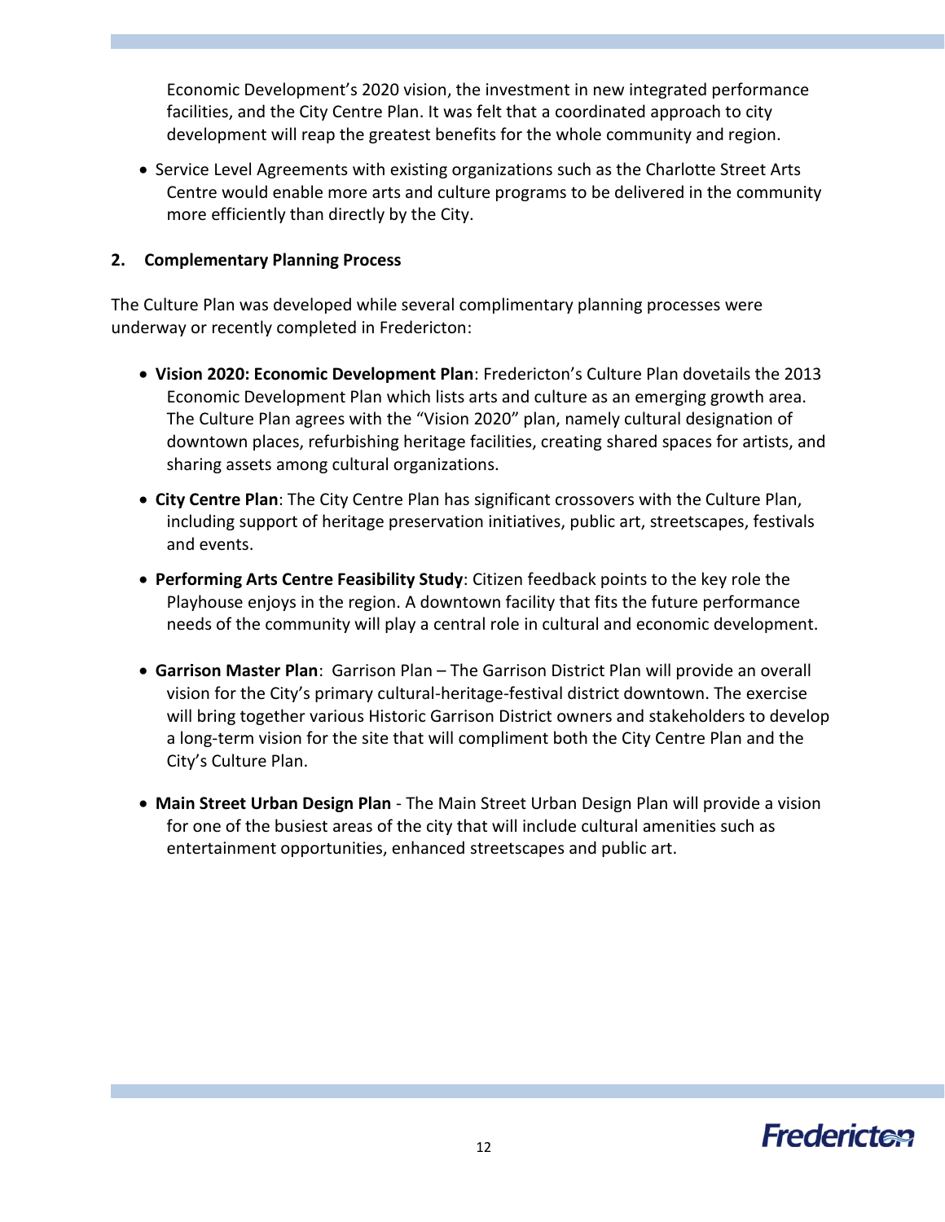Economic Development's 2020 vision, the investment in new integrated performance facilities, and the City Centre Plan. It was felt that a coordinated approach to city development will reap the greatest benefits for the whole community and region.

- Service Level Agreements with existing organizations such as the Charlotte Street Arts Centre would enable more arts and culture programs to be delivered in the community more efficiently than directly by the City.

## 2. Complementary Planning Process

The Culture Plan was developed while several complimentary planning processes were underway or recently completed in Fredericton:

- **Vision 2020: Economic Development Plan**: Fredericton's Culture Plan dovetails the 2013 Economic Development Plan which lists arts and culture as an emerging growth area. The Culture Plan agrees with the "Vision 2020" plan, namely cultural designation of downtown places, refurbishing heritage facilities, creating shared spaces for artists, and sharing assets among cultural organizations.

- **City Centre Plan**: The City Centre Plan has significant crossovers with the Culture Plan, including support of heritage preservation initiatives, public art, streetscapes, festivals and events.

- **Performing Arts Centre Feasibility Study**: Citizen feedback points to the key role the Playhouse enjoys in the region. A downtown facility that fits the future performance needs of the community will play a central role in cultural and economic development.

- **Garrison Master Plan**: Garrison Plan – The Garrison District Plan will provide an overall vision for the City's primary cultural-heritage-festival district downtown. The exercise will bring together various Historic Garrison District owners and stakeholders to develop a long-term vision for the site that will compliment both the City Centre Plan and the City's Culture Plan.

- **Main Street Urban Design Plan** - The Main Street Urban Design Plan will provide a vision for one of the busiest areas of the city that will include cultural amenities such as entertainment opportunities, enhanced streetscapes and public art.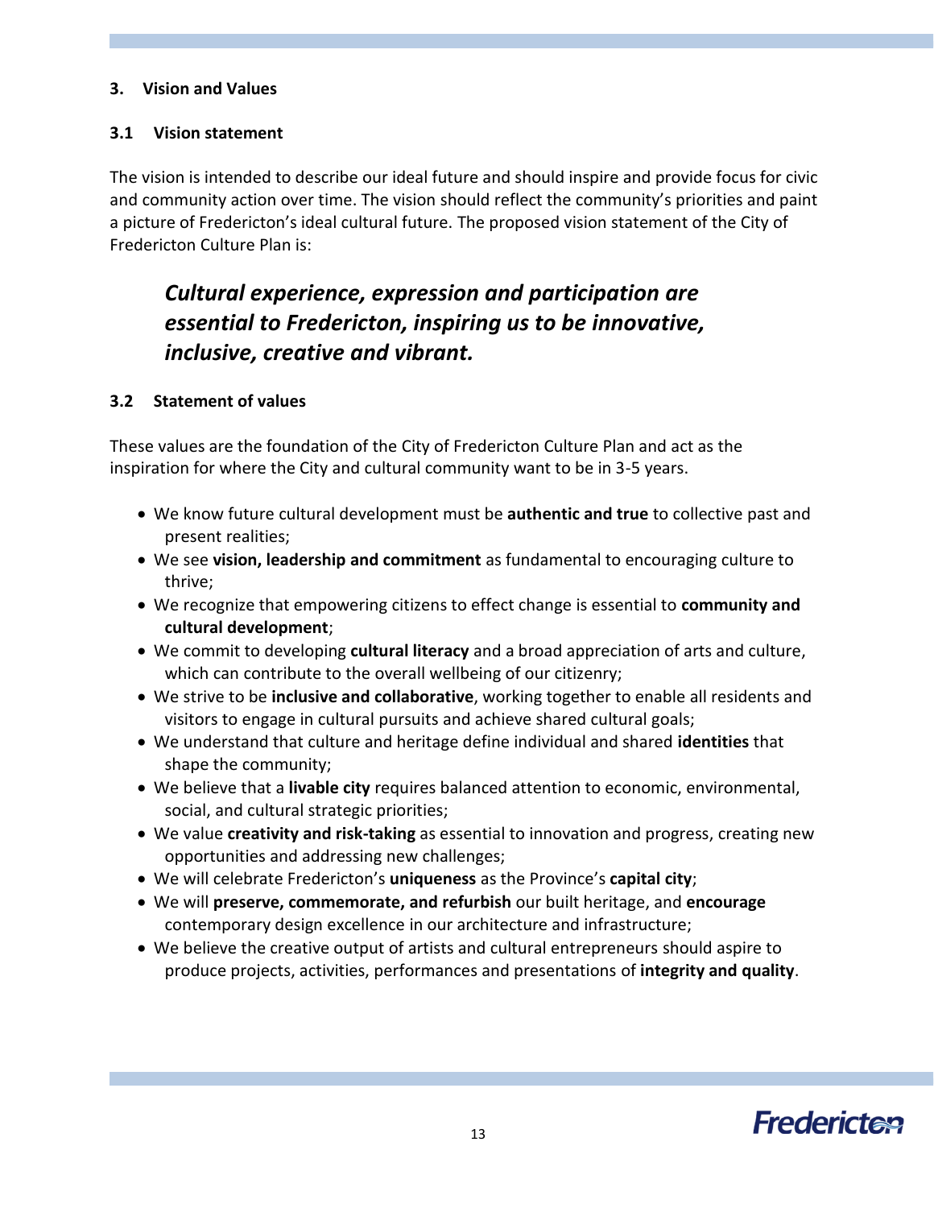## 3. Vision and Values

### 3.1 Vision statement

The vision is intended to describe our ideal future and should inspire and provide focus for civic and community action over time. The vision should reflect the community's priorities and paint a picture of Fredericton's ideal cultural future. The proposed vision statement of the City of Fredericton Culture Plan is:

> ***Cultural experience, expression and participation are essential to Fredericton, inspiring us to be innovative, inclusive, creative and vibrant.***

### 3.2 Statement of values

These values are the foundation of the City of Fredericton Culture Plan and act as the inspiration for where the City and cultural community want to be in 3-5 years.

- We know future cultural development must be **authentic and true** to collective past and present realities;
- We see **vision, leadership and commitment** as fundamental to encouraging culture to thrive;
- We recognize that empowering citizens to effect change is essential to **community and cultural development**;
- We commit to developing **cultural literacy** and a broad appreciation of arts and culture, which can contribute to the overall wellbeing of our citizenry;
- We strive to be **inclusive and collaborative**, working together to enable all residents and visitors to engage in cultural pursuits and achieve shared cultural goals;
- We understand that culture and heritage define individual and shared **identities** that shape the community;
- We believe that a **livable city** requires balanced attention to economic, environmental, social, and cultural strategic priorities;
- We value **creativity and risk-taking** as essential to innovation and progress, creating new opportunities and addressing new challenges;
- We will celebrate Fredericton's **uniqueness** as the Province's **capital city**;
- We will **preserve, commemorate, and refurbish** our built heritage, and **encourage** contemporary design excellence in our architecture and infrastructure;
- We believe the creative output of artists and cultural entrepreneurs should aspire to produce projects, activities, performances and presentations of **integrity and quality**.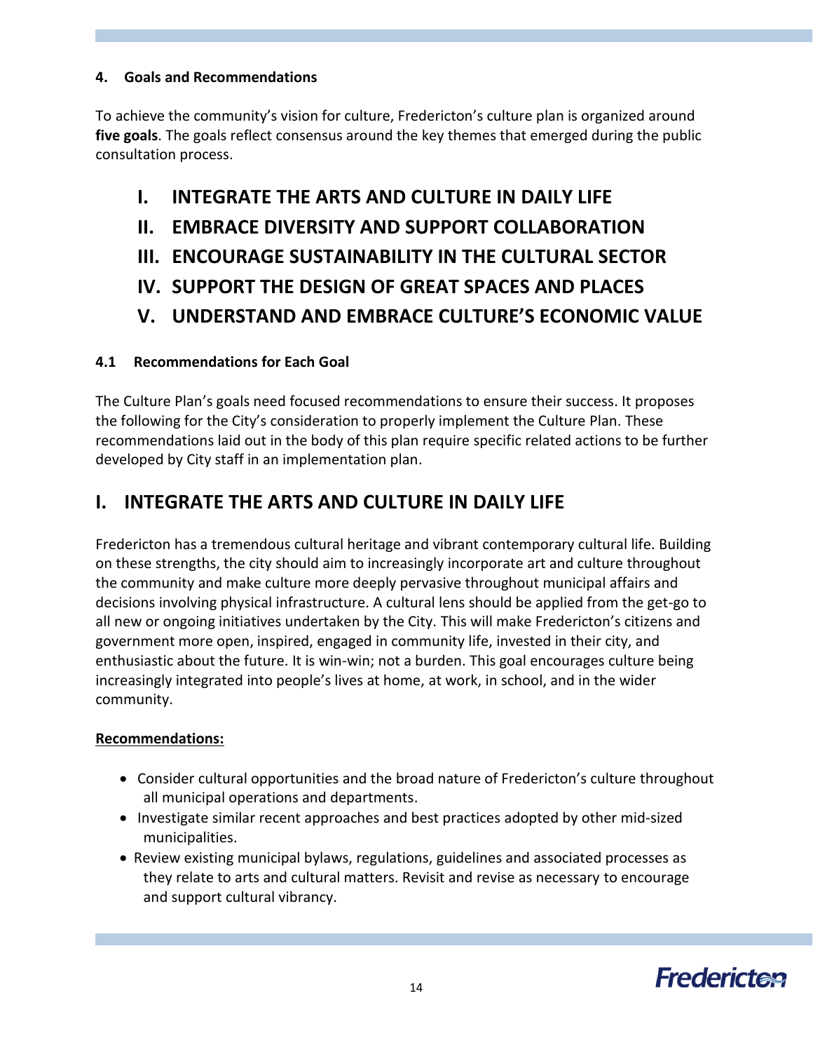## 4. Goals and Recommendations

To achieve the community's vision for culture, Fredericton's culture plan is organized around **five goals**. The goals reflect consensus around the key themes that emerged during the public consultation process.

- **I. INTEGRATE THE ARTS AND CULTURE IN DAILY LIFE**
- **II. EMBRACE DIVERSITY AND SUPPORT COLLABORATION**
- **III. ENCOURAGE SUSTAINABILITY IN THE CULTURAL SECTOR**
- **IV. SUPPORT THE DESIGN OF GREAT SPACES AND PLACES**
- **V. UNDERSTAND AND EMBRACE CULTURE'S ECONOMIC VALUE**

### 4.1 Recommendations for Each Goal

The Culture Plan's goals need focused recommendations to ensure their success. It proposes the following for the City's consideration to properly implement the Culture Plan. These recommendations laid out in the body of this plan require specific related actions to be further developed by City staff in an implementation plan.

## I. INTEGRATE THE ARTS AND CULTURE IN DAILY LIFE

Fredericton has a tremendous cultural heritage and vibrant contemporary cultural life. Building on these strengths, the city should aim to increasingly incorporate art and culture throughout the community and make culture more deeply pervasive throughout municipal affairs and decisions involving physical infrastructure. A cultural lens should be applied from the get-go to all new or ongoing initiatives undertaken by the City. This will make Fredericton's citizens and government more open, inspired, engaged in community life, invested in their city, and enthusiastic about the future. It is win-win; not a burden. This goal encourages culture being increasingly integrated into people's lives at home, at work, in school, and in the wider community.

**Recommendations:**

- Consider cultural opportunities and the broad nature of Fredericton's culture throughout all municipal operations and departments.
- Investigate similar recent approaches and best practices adopted by other mid-sized municipalities.
- Review existing municipal bylaws, regulations, guidelines and associated processes as they relate to arts and cultural matters. Revisit and revise as necessary to encourage and support cultural vibrancy.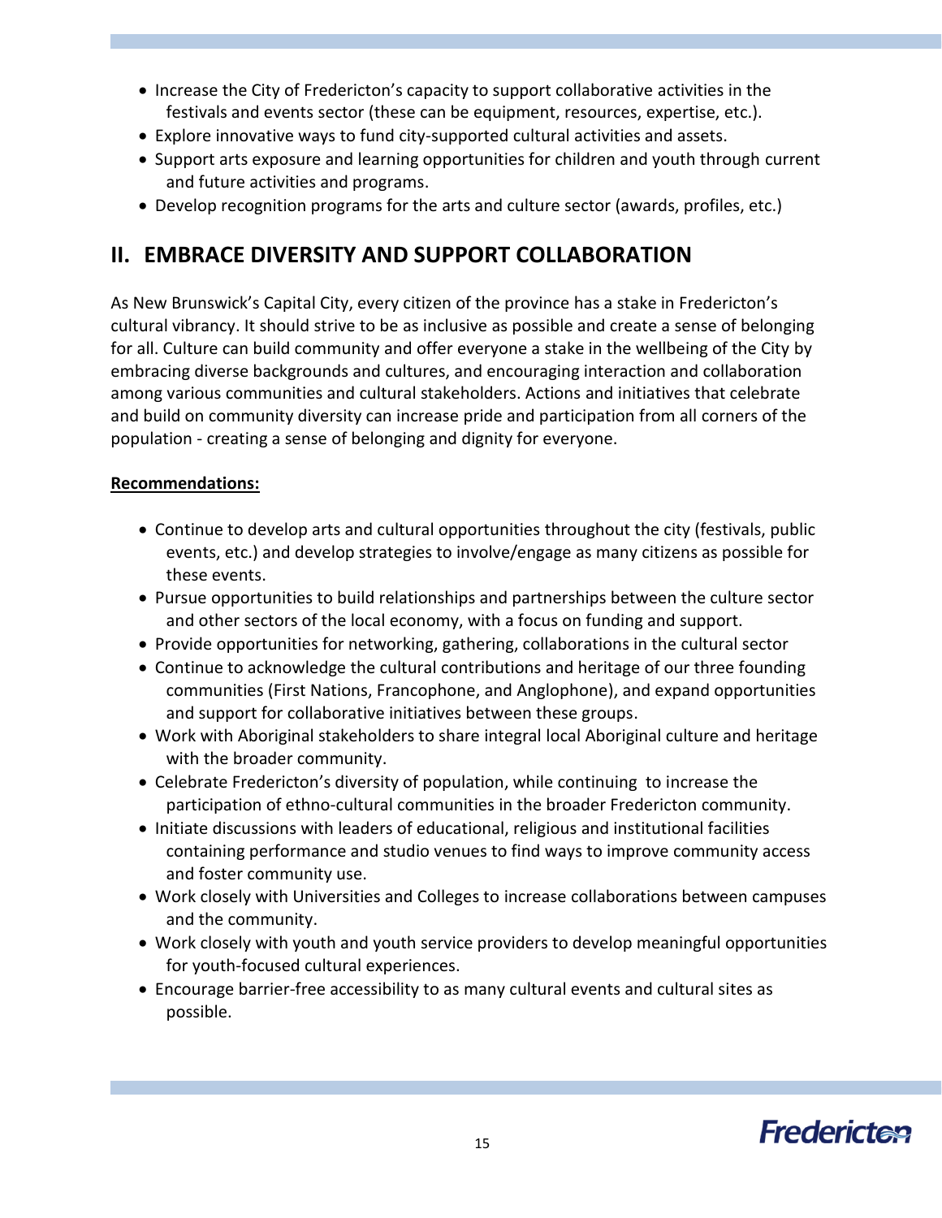- Increase the City of Fredericton's capacity to support collaborative activities in the festivals and events sector (these can be equipment, resources, expertise, etc.).
- Explore innovative ways to fund city-supported cultural activities and assets.
- Support arts exposure and learning opportunities for children and youth through current and future activities and programs.
- Develop recognition programs for the arts and culture sector (awards, profiles, etc.)

## II. EMBRACE DIVERSITY AND SUPPORT COLLABORATION

As New Brunswick's Capital City, every citizen of the province has a stake in Fredericton's cultural vibrancy. It should strive to be as inclusive as possible and create a sense of belonging for all. Culture can build community and offer everyone a stake in the wellbeing of the City by embracing diverse backgrounds and cultures, and encouraging interaction and collaboration among various communities and cultural stakeholders. Actions and initiatives that celebrate and build on community diversity can increase pride and participation from all corners of the population - creating a sense of belonging and dignity for everyone.

**Recommendations:**

- Continue to develop arts and cultural opportunities throughout the city (festivals, public events, etc.) and develop strategies to involve/engage as many citizens as possible for these events.
- Pursue opportunities to build relationships and partnerships between the culture sector and other sectors of the local economy, with a focus on funding and support.
- Provide opportunities for networking, gathering, collaborations in the cultural sector
- Continue to acknowledge the cultural contributions and heritage of our three founding communities (First Nations, Francophone, and Anglophone), and expand opportunities and support for collaborative initiatives between these groups.
- Work with Aboriginal stakeholders to share integral local Aboriginal culture and heritage with the broader community.
- Celebrate Fredericton's diversity of population, while continuing to increase the participation of ethno-cultural communities in the broader Fredericton community.
- Initiate discussions with leaders of educational, religious and institutional facilities containing performance and studio venues to find ways to improve community access and foster community use.
- Work closely with Universities and Colleges to increase collaborations between campuses and the community.
- Work closely with youth and youth service providers to develop meaningful opportunities for youth-focused cultural experiences.
- Encourage barrier-free accessibility to as many cultural events and cultural sites as possible.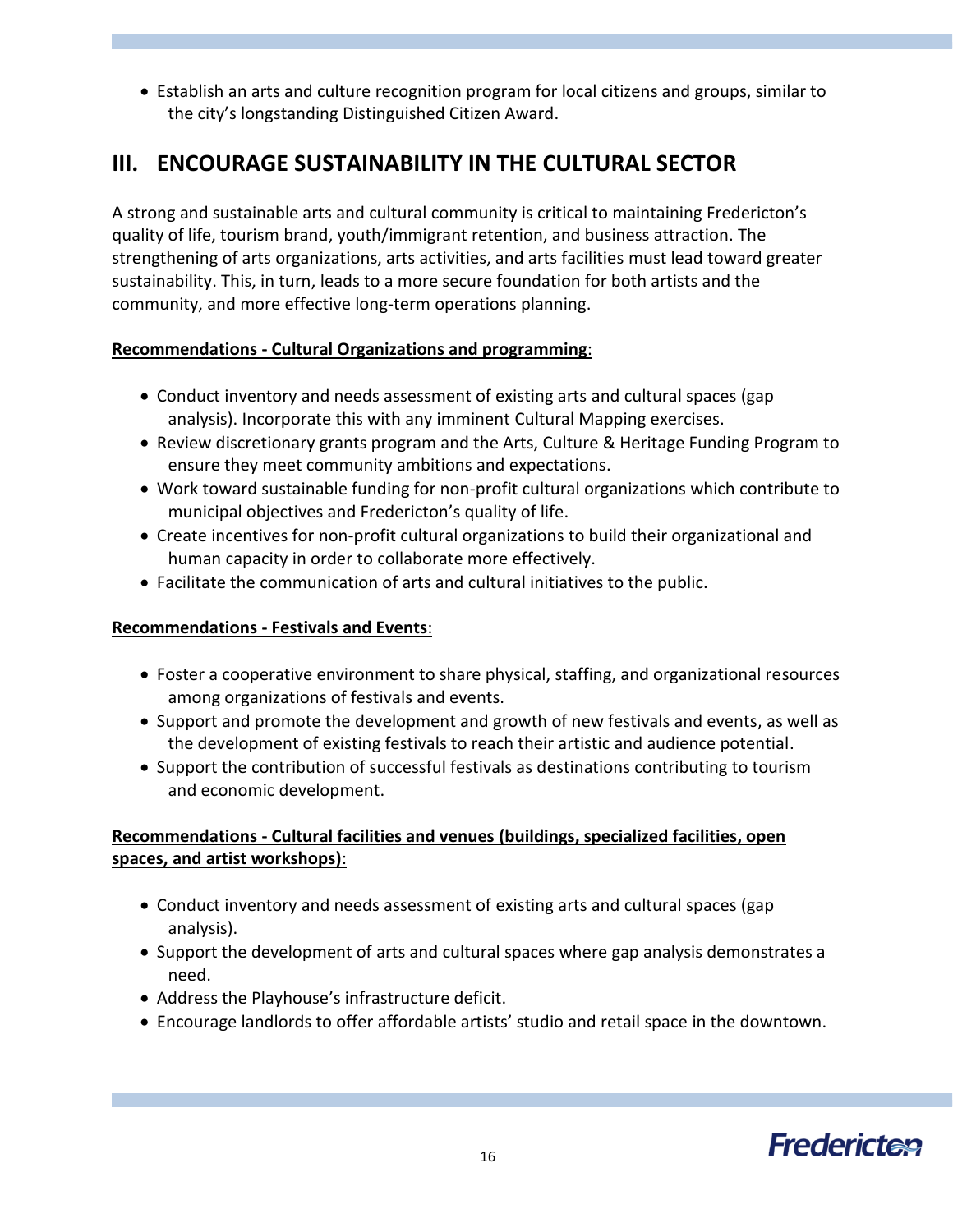- Establish an arts and culture recognition program for local citizens and groups, similar to the city's longstanding Distinguished Citizen Award.

## III. ENCOURAGE SUSTAINABILITY IN THE CULTURAL SECTOR

A strong and sustainable arts and cultural community is critical to maintaining Fredericton's quality of life, tourism brand, youth/immigrant retention, and business attraction. The strengthening of arts organizations, arts activities, and arts facilities must lead toward greater sustainability. This, in turn, leads to a more secure foundation for both artists and the community, and more effective long-term operations planning.

**Recommendations - Cultural Organizations and programming**:

- Conduct inventory and needs assessment of existing arts and cultural spaces (gap analysis). Incorporate this with any imminent Cultural Mapping exercises.
- Review discretionary grants program and the Arts, Culture & Heritage Funding Program to ensure they meet community ambitions and expectations.
- Work toward sustainable funding for non-profit cultural organizations which contribute to municipal objectives and Fredericton's quality of life.
- Create incentives for non-profit cultural organizations to build their organizational and human capacity in order to collaborate more effectively.
- Facilitate the communication of arts and cultural initiatives to the public.

**Recommendations - Festivals and Events**:

- Foster a cooperative environment to share physical, staffing, and organizational resources among organizations of festivals and events.
- Support and promote the development and growth of new festivals and events, as well as the development of existing festivals to reach their artistic and audience potential.
- Support the contribution of successful festivals as destinations contributing to tourism and economic development.

**Recommendations - Cultural facilities and venues (buildings, specialized facilities, open spaces, and artist workshops)**:

- Conduct inventory and needs assessment of existing arts and cultural spaces (gap analysis).
- Support the development of arts and cultural spaces where gap analysis demonstrates a need.
- Address the Playhouse's infrastructure deficit.
- Encourage landlords to offer affordable artists' studio and retail space in the downtown.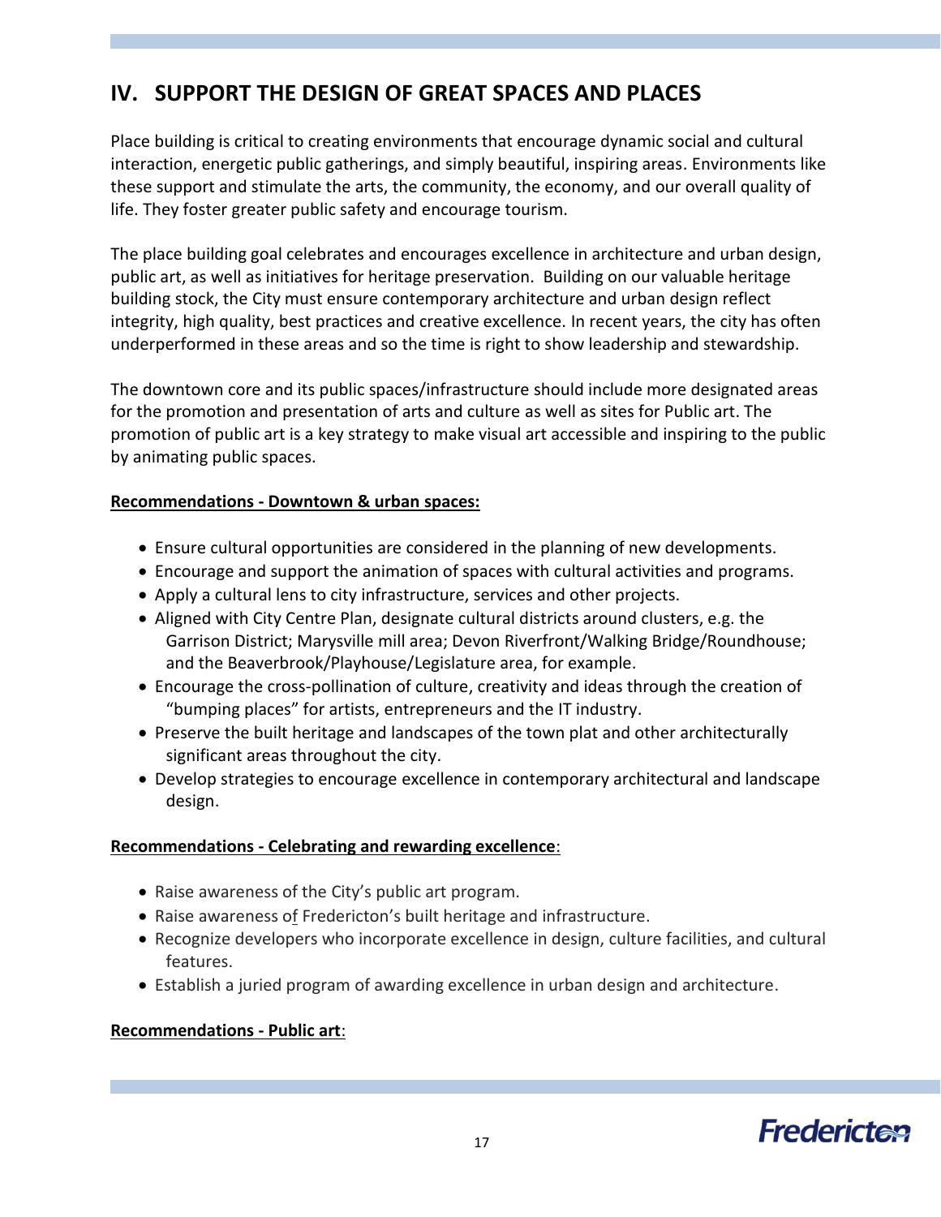## IV. SUPPORT THE DESIGN OF GREAT SPACES AND PLACES

Place building is critical to creating environments that encourage dynamic social and cultural interaction, energetic public gatherings, and simply beautiful, inspiring areas. Environments like these support and stimulate the arts, the community, the economy, and our overall quality of life. They foster greater public safety and encourage tourism.

The place building goal celebrates and encourages excellence in architecture and urban design, public art, as well as initiatives for heritage preservation. Building on our valuable heritage building stock, the City must ensure contemporary architecture and urban design reflect integrity, high quality, best practices and creative excellence. In recent years, the city has often underperformed in these areas and so the time is right to show leadership and stewardship.

The downtown core and its public spaces/infrastructure should include more designated areas for the promotion and presentation of arts and culture as well as sites for Public art. The promotion of public art is a key strategy to make visual art accessible and inspiring to the public by animating public spaces.

**Recommendations - Downtown & urban spaces:**

- Ensure cultural opportunities are considered in the planning of new developments.
- Encourage and support the animation of spaces with cultural activities and programs.
- Apply a cultural lens to city infrastructure, services and other projects.
- Aligned with City Centre Plan, designate cultural districts around clusters, e.g. the Garrison District; Marysville mill area; Devon Riverfront/Walking Bridge/Roundhouse; and the Beaverbrook/Playhouse/Legislature area, for example.
- Encourage the cross-pollination of culture, creativity and ideas through the creation of "bumping places" for artists, entrepreneurs and the IT industry.
- Preserve the built heritage and landscapes of the town plat and other architecturally significant areas throughout the city.
- Develop strategies to encourage excellence in contemporary architectural and landscape design.

**Recommendations - Celebrating and rewarding excellence**:

- Raise awareness of the City's public art program.
- Raise awareness of Fredericton's built heritage and infrastructure.
- Recognize developers who incorporate excellence in design, culture facilities, and cultural features.
- Establish a juried program of awarding excellence in urban design and architecture.

**Recommendations - Public art**: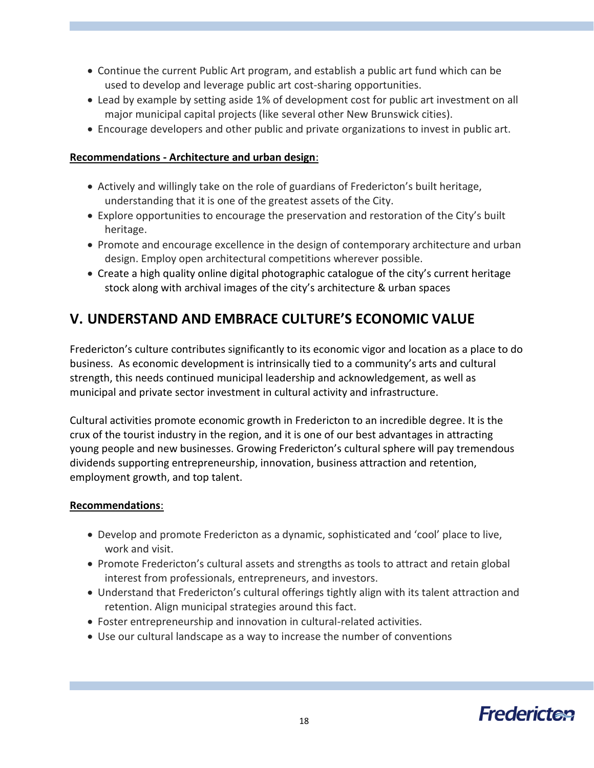- Continue the current Public Art program, and establish a public art fund which can be used to develop and leverage public art cost-sharing opportunities.
- Lead by example by setting aside 1% of development cost for public art investment on all major municipal capital projects (like several other New Brunswick cities).
- Encourage developers and other public and private organizations to invest in public art.

**Recommendations - Architecture and urban design**:

- Actively and willingly take on the role of guardians of Fredericton's built heritage, understanding that it is one of the greatest assets of the City.
- Explore opportunities to encourage the preservation and restoration of the City's built heritage.
- Promote and encourage excellence in the design of contemporary architecture and urban design. Employ open architectural competitions wherever possible.
- Create a high quality online digital photographic catalogue of the city's current heritage stock along with archival images of the city's architecture & urban spaces

## V. UNDERSTAND AND EMBRACE CULTURE'S ECONOMIC VALUE

Fredericton's culture contributes significantly to its economic vigor and location as a place to do business. As economic development is intrinsically tied to a community's arts and cultural strength, this needs continued municipal leadership and acknowledgement, as well as municipal and private sector investment in cultural activity and infrastructure.

Cultural activities promote economic growth in Fredericton to an incredible degree. It is the crux of the tourist industry in the region, and it is one of our best advantages in attracting young people and new businesses. Growing Fredericton's cultural sphere will pay tremendous dividends supporting entrepreneurship, innovation, business attraction and retention, employment growth, and top talent.

**Recommendations**:

- Develop and promote Fredericton as a dynamic, sophisticated and 'cool' place to live, work and visit.
- Promote Fredericton's cultural assets and strengths as tools to attract and retain global interest from professionals, entrepreneurs, and investors.
- Understand that Fredericton's cultural offerings tightly align with its talent attraction and retention. Align municipal strategies around this fact.
- Foster entrepreneurship and innovation in cultural-related activities.
- Use our cultural landscape as a way to increase the number of conventions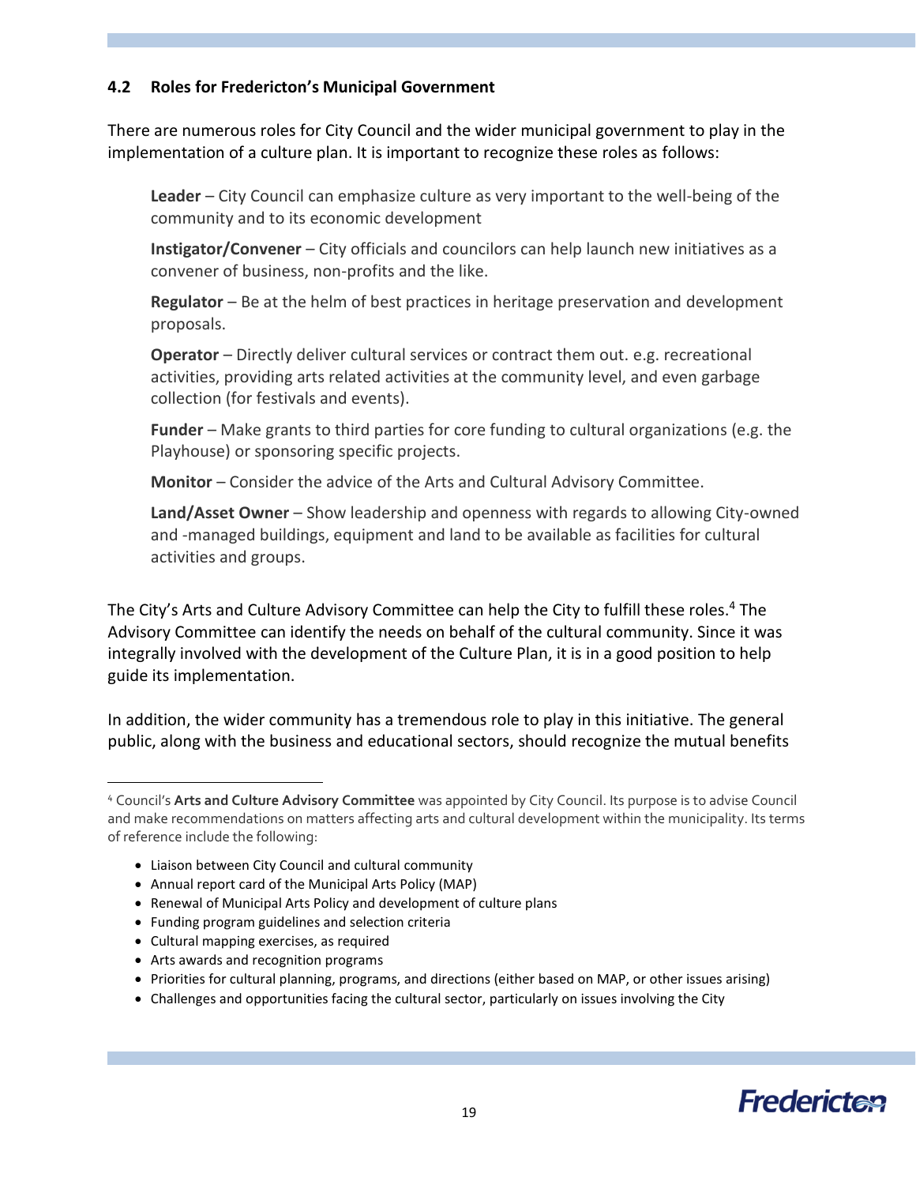### 4.2 Roles for Fredericton's Municipal Government

There are numerous roles for City Council and the wider municipal government to play in the implementation of a culture plan. It is important to recognize these roles as follows:

**Leader** – City Council can emphasize culture as very important to the well-being of the community and to its economic development

**Instigator/Convener** – City officials and councilors can help launch new initiatives as a convener of business, non-profits and the like.

**Regulator** – Be at the helm of best practices in heritage preservation and development proposals.

**Operator** – Directly deliver cultural services or contract them out. e.g. recreational activities, providing arts related activities at the community level, and even garbage collection (for festivals and events).

**Funder** – Make grants to third parties for core funding to cultural organizations (e.g. the Playhouse) or sponsoring specific projects.

**Monitor** – Consider the advice of the Arts and Cultural Advisory Committee.

**Land/Asset Owner** – Show leadership and openness with regards to allowing City-owned and -managed buildings, equipment and land to be available as facilities for cultural activities and groups.

The City's Arts and Culture Advisory Committee can help the City to fulfill these roles.[4] The Advisory Committee can identify the needs on behalf of the cultural community. Since it was integrally involved with the development of the Culture Plan, it is in a good position to help guide its implementation.

In addition, the wider community has a tremendous role to play in this initiative. The general public, along with the business and educational sectors, should recognize the mutual benefits

---

[4] Council's **Arts and Culture Advisory Committee** was appointed by City Council. Its purpose is to advise Council and make recommendations on matters affecting arts and cultural development within the municipality. Its terms of reference include the following:

- Liaison between City Council and cultural community
- Annual report card of the Municipal Arts Policy (MAP)
- Renewal of Municipal Arts Policy and development of culture plans
- Funding program guidelines and selection criteria
- Cultural mapping exercises, as required
- Arts awards and recognition programs
- Priorities for cultural planning, programs, and directions (either based on MAP, or other issues arising)
- Challenges and opportunities facing the cultural sector, particularly on issues involving the City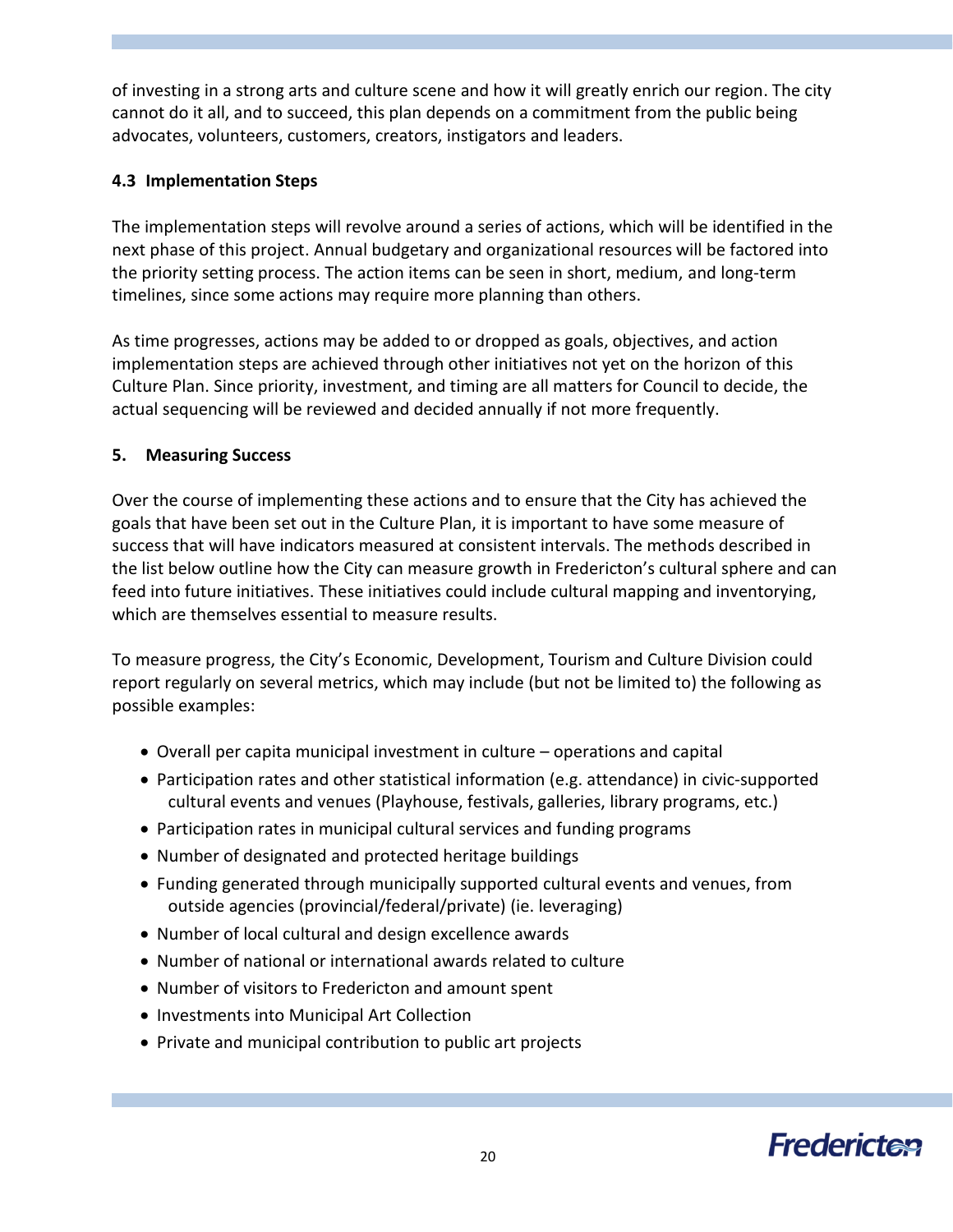of investing in a strong arts and culture scene and how it will greatly enrich our region. The city cannot do it all, and to succeed, this plan depends on a commitment from the public being advocates, volunteers, customers, creators, instigators and leaders.

### 4.3 Implementation Steps

The implementation steps will revolve around a series of actions, which will be identified in the next phase of this project. Annual budgetary and organizational resources will be factored into the priority setting process. The action items can be seen in short, medium, and long-term timelines, since some actions may require more planning than others.

As time progresses, actions may be added to or dropped as goals, objectives, and action implementation steps are achieved through other initiatives not yet on the horizon of this Culture Plan. Since priority, investment, and timing are all matters for Council to decide, the actual sequencing will be reviewed and decided annually if not more frequently.

## 5. Measuring Success

Over the course of implementing these actions and to ensure that the City has achieved the goals that have been set out in the Culture Plan, it is important to have some measure of success that will have indicators measured at consistent intervals. The methods described in the list below outline how the City can measure growth in Fredericton's cultural sphere and can feed into future initiatives. These initiatives could include cultural mapping and inventorying, which are themselves essential to measure results.

To measure progress, the City's Economic, Development, Tourism and Culture Division could report regularly on several metrics, which may include (but not be limited to) the following as possible examples:

- Overall per capita municipal investment in culture – operations and capital
- Participation rates and other statistical information (e.g. attendance) in civic-supported cultural events and venues (Playhouse, festivals, galleries, library programs, etc.)
- Participation rates in municipal cultural services and funding programs
- Number of designated and protected heritage buildings
- Funding generated through municipally supported cultural events and venues, from outside agencies (provincial/federal/private) (ie. leveraging)
- Number of local cultural and design excellence awards
- Number of national or international awards related to culture
- Number of visitors to Fredericton and amount spent
- Investments into Municipal Art Collection
- Private and municipal contribution to public art projects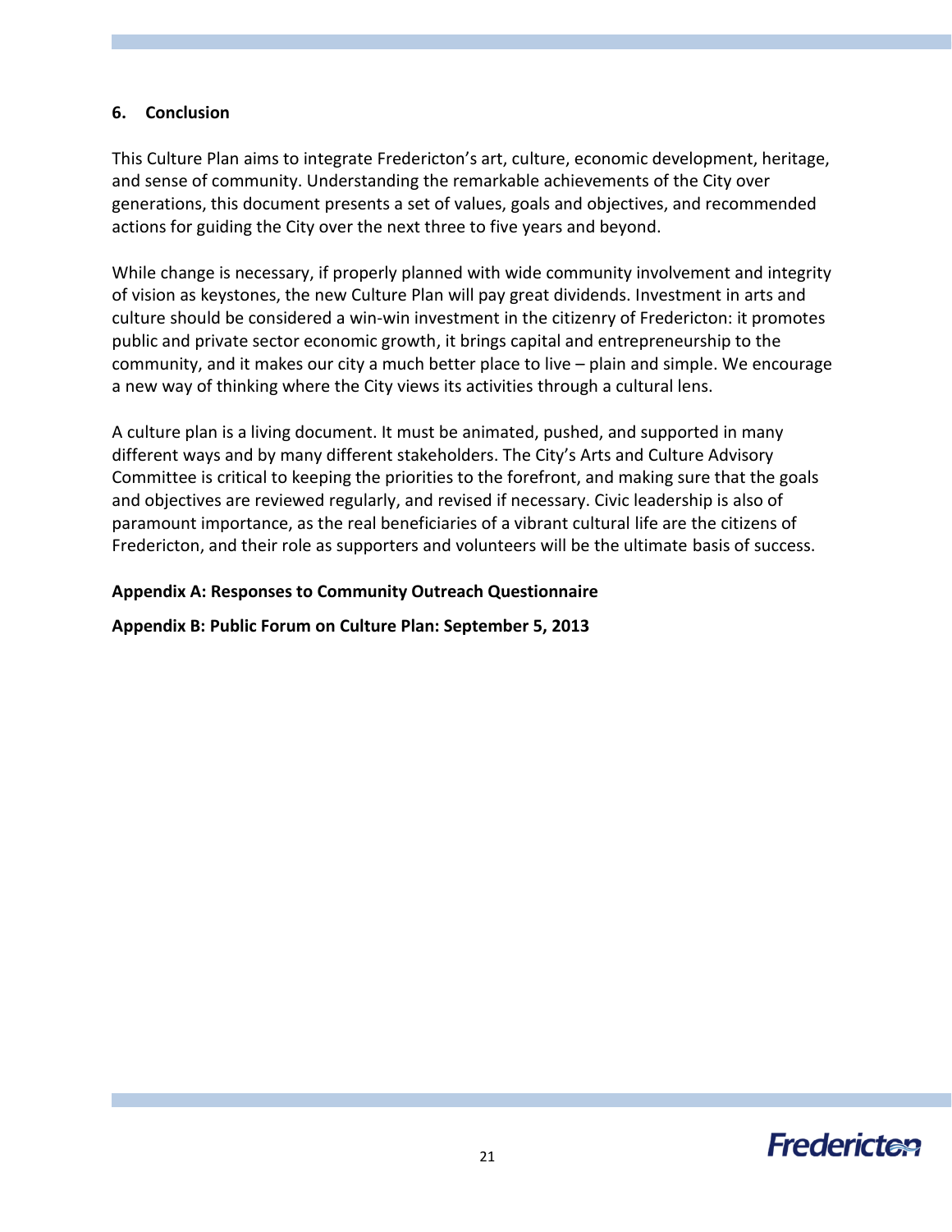## 6. Conclusion

This Culture Plan aims to integrate Fredericton's art, culture, economic development, heritage, and sense of community. Understanding the remarkable achievements of the City over generations, this document presents a set of values, goals and objectives, and recommended actions for guiding the City over the next three to five years and beyond.

While change is necessary, if properly planned with wide community involvement and integrity of vision as keystones, the new Culture Plan will pay great dividends. Investment in arts and culture should be considered a win-win investment in the citizenry of Fredericton: it promotes public and private sector economic growth, it brings capital and entrepreneurship to the community, and it makes our city a much better place to live – plain and simple. We encourage a new way of thinking where the City views its activities through a cultural lens.

A culture plan is a living document. It must be animated, pushed, and supported in many different ways and by many different stakeholders. The City's Arts and Culture Advisory Committee is critical to keeping the priorities to the forefront, and making sure that the goals and objectives are reviewed regularly, and revised if necessary. Civic leadership is also of paramount importance, as the real beneficiaries of a vibrant cultural life are the citizens of Fredericton, and their role as supporters and volunteers will be the ultimate basis of success.

**Appendix A: Responses to Community Outreach Questionnaire**

**Appendix B: Public Forum on Culture Plan: September 5, 2013**